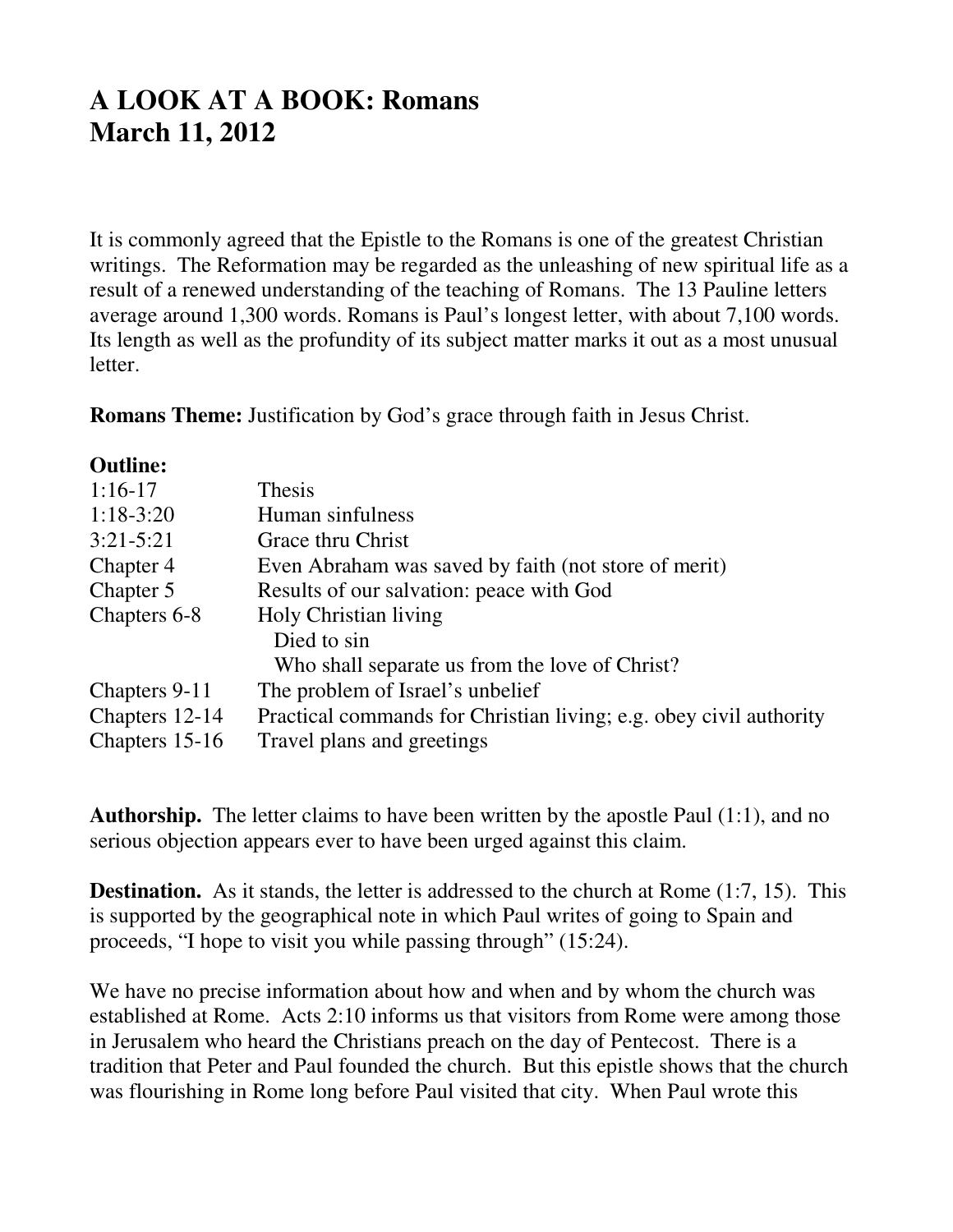# A LOOK AT A BOOK: Romans
# March 11, 2012

It is commonly agreed that the Epistle to the Romans is one of the greatest Christian writings. The Reformation may be regarded as the unleashing of new spiritual life as a result of a renewed understanding of the teaching of Romans. The 13 Pauline letters average around 1,300 words. Romans is Paul's longest letter, with about 7,100 words. Its length as well as the profundity of its subject matter marks it out as a most unusual letter.

**Romans Theme:** Justification by God's grace through faith in Jesus Christ.

**Outline:**

| | |
|---|---|
| 1:16-17 | Thesis |
| 1:18-3:20 | Human sinfulness |
| 3:21-5:21 | Grace thru Christ |
| Chapter 4 | Even Abraham was saved by faith (not store of merit) |
| Chapter 5 | Results of our salvation: peace with God |
| Chapters 6-8 | Holy Christian living |
| | Died to sin |
| | Who shall separate us from the love of Christ? |
| Chapters 9-11 | The problem of Israel's unbelief |
| Chapters 12-14 | Practical commands for Christian living; e.g. obey civil authority |
| Chapters 15-16 | Travel plans and greetings |

**Authorship.** The letter claims to have been written by the apostle Paul (1:1), and no serious objection appears ever to have been urged against this claim.

**Destination.** As it stands, the letter is addressed to the church at Rome (1:7, 15). This is supported by the geographical note in which Paul writes of going to Spain and proceeds, "I hope to visit you while passing through" (15:24).

We have no precise information about how and when and by whom the church was established at Rome. Acts 2:10 informs us that visitors from Rome were among those in Jerusalem who heard the Christians preach on the day of Pentecost. There is a tradition that Peter and Paul founded the church. But this epistle shows that the church was flourishing in Rome long before Paul visited that city. When Paul wrote this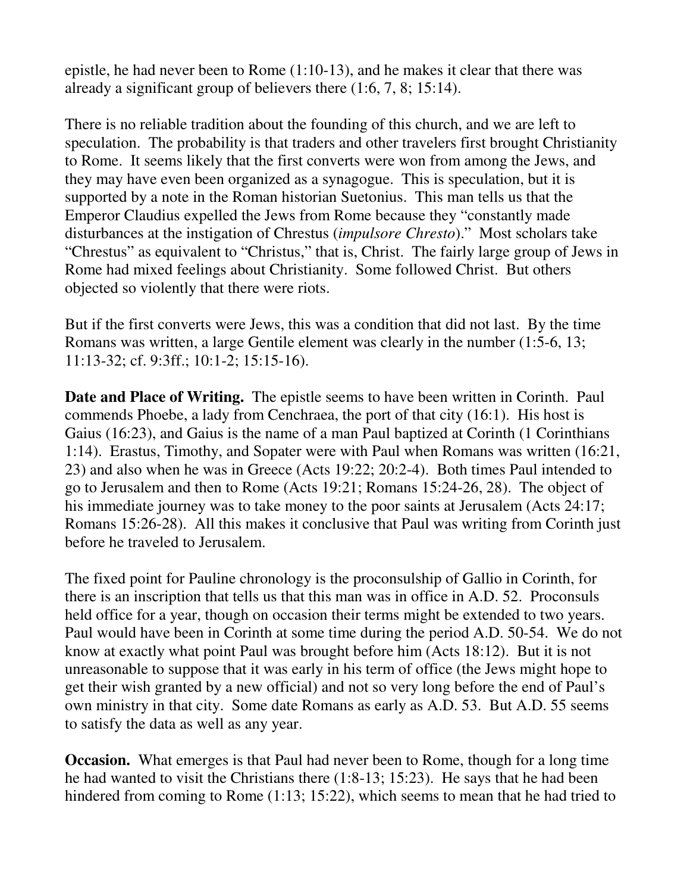epistle, he had never been to Rome (1:10-13), and he makes it clear that there was already a significant group of believers there (1:6, 7, 8; 15:14).

There is no reliable tradition about the founding of this church, and we are left to speculation. The probability is that traders and other travelers first brought Christianity to Rome. It seems likely that the first converts were won from among the Jews, and they may have even been organized as a synagogue. This is speculation, but it is supported by a note in the Roman historian Suetonius. This man tells us that the Emperor Claudius expelled the Jews from Rome because they "constantly made disturbances at the instigation of Chrestus (*impulsore Chresto*)." Most scholars take "Chrestus" as equivalent to "Christus," that is, Christ. The fairly large group of Jews in Rome had mixed feelings about Christianity. Some followed Christ. But others objected so violently that there were riots.

But if the first converts were Jews, this was a condition that did not last. By the time Romans was written, a large Gentile element was clearly in the number (1:5-6, 13; 11:13-32; cf. 9:3ff.; 10:1-2; 15:15-16).

**Date and Place of Writing.** The epistle seems to have been written in Corinth. Paul commends Phoebe, a lady from Cenchraea, the port of that city (16:1). His host is Gaius (16:23), and Gaius is the name of a man Paul baptized at Corinth (1 Corinthians 1:14). Erastus, Timothy, and Sopater were with Paul when Romans was written (16:21, 23) and also when he was in Greece (Acts 19:22; 20:2-4). Both times Paul intended to go to Jerusalem and then to Rome (Acts 19:21; Romans 15:24-26, 28). The object of his immediate journey was to take money to the poor saints at Jerusalem (Acts 24:17; Romans 15:26-28). All this makes it conclusive that Paul was writing from Corinth just before he traveled to Jerusalem.

The fixed point for Pauline chronology is the proconsulship of Gallio in Corinth, for there is an inscription that tells us that this man was in office in A.D. 52. Proconsuls held office for a year, though on occasion their terms might be extended to two years. Paul would have been in Corinth at some time during the period A.D. 50-54. We do not know at exactly what point Paul was brought before him (Acts 18:12). But it is not unreasonable to suppose that it was early in his term of office (the Jews might hope to get their wish granted by a new official) and not so very long before the end of Paul's own ministry in that city. Some date Romans as early as A.D. 53. But A.D. 55 seems to satisfy the data as well as any year.

**Occasion.** What emerges is that Paul had never been to Rome, though for a long time he had wanted to visit the Christians there (1:8-13; 15:23). He says that he had been hindered from coming to Rome (1:13; 15:22), which seems to mean that he had tried to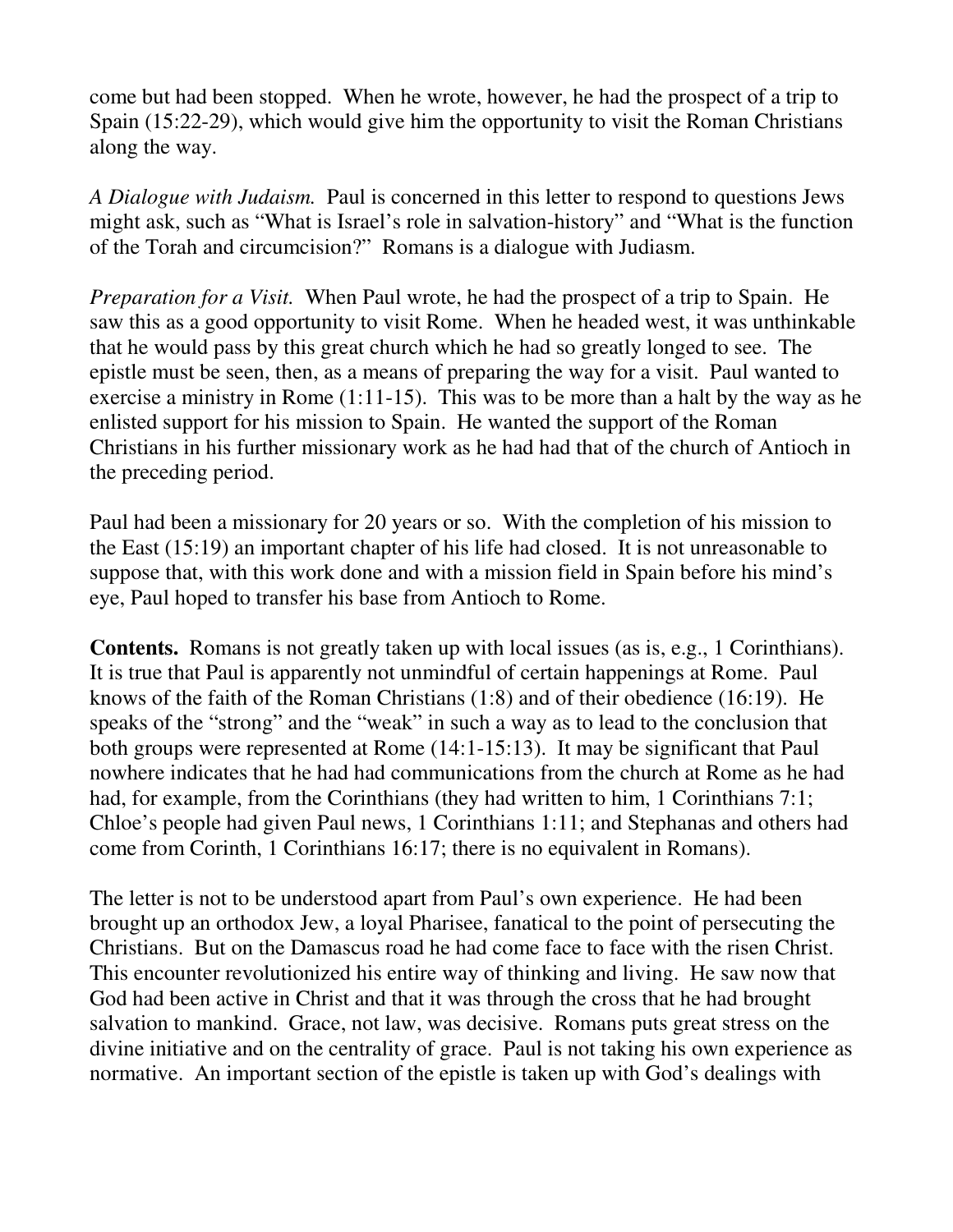come but had been stopped. When he wrote, however, he had the prospect of a trip to Spain (15:22-29), which would give him the opportunity to visit the Roman Christians along the way.

*A Dialogue with Judaism.* Paul is concerned in this letter to respond to questions Jews might ask, such as "What is Israel's role in salvation-history" and "What is the function of the Torah and circumcision?" Romans is a dialogue with Judiasm.

*Preparation for a Visit.* When Paul wrote, he had the prospect of a trip to Spain. He saw this as a good opportunity to visit Rome. When he headed west, it was unthinkable that he would pass by this great church which he had so greatly longed to see. The epistle must be seen, then, as a means of preparing the way for a visit. Paul wanted to exercise a ministry in Rome (1:11-15). This was to be more than a halt by the way as he enlisted support for his mission to Spain. He wanted the support of the Roman Christians in his further missionary work as he had had that of the church of Antioch in the preceding period.

Paul had been a missionary for 20 years or so. With the completion of his mission to the East (15:19) an important chapter of his life had closed. It is not unreasonable to suppose that, with this work done and with a mission field in Spain before his mind's eye, Paul hoped to transfer his base from Antioch to Rome.

**Contents.** Romans is not greatly taken up with local issues (as is, e.g., 1 Corinthians). It is true that Paul is apparently not unmindful of certain happenings at Rome. Paul knows of the faith of the Roman Christians (1:8) and of their obedience (16:19). He speaks of the "strong" and the "weak" in such a way as to lead to the conclusion that both groups were represented at Rome (14:1-15:13). It may be significant that Paul nowhere indicates that he had had communications from the church at Rome as he had had, for example, from the Corinthians (they had written to him, 1 Corinthians 7:1; Chloe's people had given Paul news, 1 Corinthians 1:11; and Stephanas and others had come from Corinth, 1 Corinthians 16:17; there is no equivalent in Romans).

The letter is not to be understood apart from Paul's own experience. He had been brought up an orthodox Jew, a loyal Pharisee, fanatical to the point of persecuting the Christians. But on the Damascus road he had come face to face with the risen Christ. This encounter revolutionized his entire way of thinking and living. He saw now that God had been active in Christ and that it was through the cross that he had brought salvation to mankind. Grace, not law, was decisive. Romans puts great stress on the divine initiative and on the centrality of grace. Paul is not taking his own experience as normative. An important section of the epistle is taken up with God's dealings with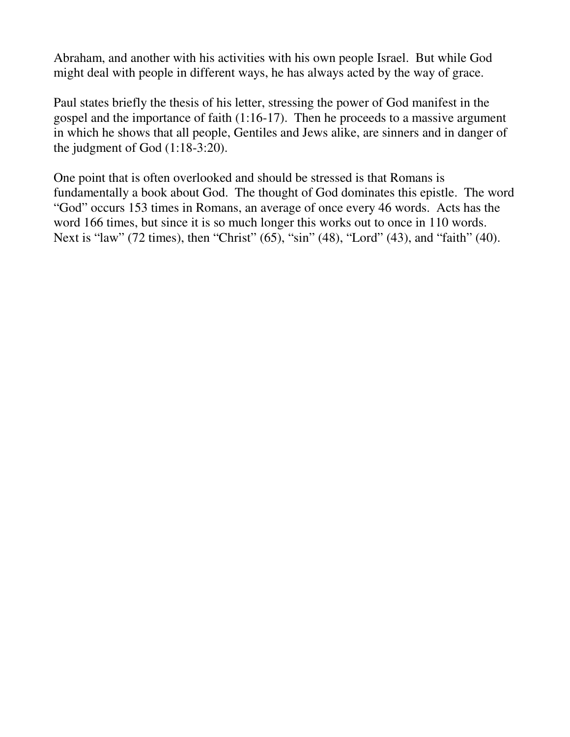Abraham, and another with his activities with his own people Israel. But while God might deal with people in different ways, he has always acted by the way of grace.

Paul states briefly the thesis of his letter, stressing the power of God manifest in the gospel and the importance of faith (1:16-17). Then he proceeds to a massive argument in which he shows that all people, Gentiles and Jews alike, are sinners and in danger of the judgment of God (1:18-3:20).

One point that is often overlooked and should be stressed is that Romans is fundamentally a book about God. The thought of God dominates this epistle. The word "God" occurs 153 times in Romans, an average of once every 46 words. Acts has the word 166 times, but since it is so much longer this works out to once in 110 words. Next is "law" (72 times), then "Christ" (65), "sin" (48), "Lord" (43), and "faith" (40).